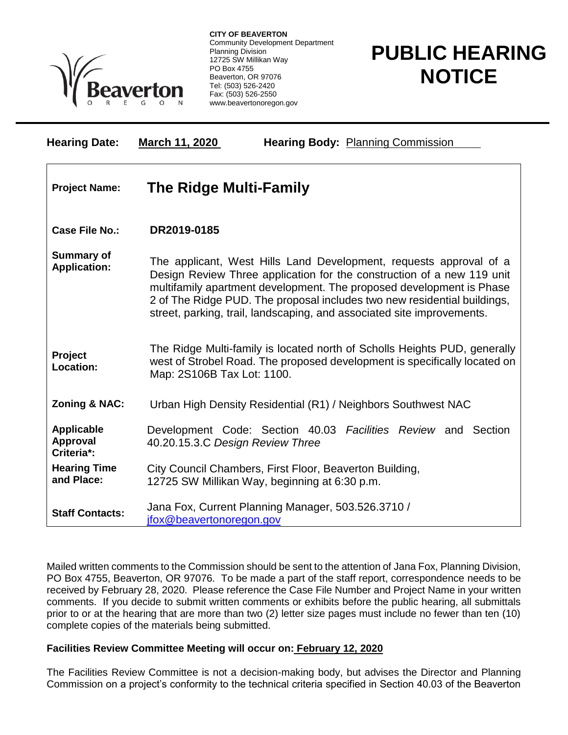**CITY OF BEAVERTON**
Community Development Department
Planning Division
12725 SW Millikan Way
PO Box 4755
Beaverton, OR 97076
Tel: (503) 526-2420
Fax: (503) 526-2550
www.beavertonoregon.gov

# PUBLIC HEARING NOTICE

**Hearing Date:** **March 11, 2020** **Hearing Body:** Planning Commission

| | |
|---|---|
| **Project Name:** | **The Ridge Multi-Family** |
| **Case File No.:** | **DR2019-0185** |
| **Summary of Application:** | The applicant, West Hills Land Development, requests approval of a Design Review Three application for the construction of a new 119 unit multifamily apartment development. The proposed development is Phase 2 of The Ridge PUD. The proposal includes two new residential buildings, street, parking, trail, landscaping, and associated site improvements. |
| **Project Location:** | The Ridge Multi-family is located north of Scholls Heights PUD, generally west of Strobel Road. The proposed development is specifically located on Map: 2S106B Tax Lot: 1100. |
| **Zoning & NAC:** | Urban High Density Residential (R1) / Neighbors Southwest NAC |
| **Applicable Approval Criteria*:** | Development Code: Section 40.03 *Facilities Review* and Section 40.20.15.3.C *Design Review Three* |
| **Hearing Time and Place:** | City Council Chambers, First Floor, Beaverton Building, 12725 SW Millikan Way, beginning at 6:30 p.m. |
| **Staff Contacts:** | Jana Fox, Current Planning Manager, 503.526.3710 / jfox@beavertonoregon.gov |

Mailed written comments to the Commission should be sent to the attention of Jana Fox, Planning Division, PO Box 4755, Beaverton, OR 97076. To be made a part of the staff report, correspondence needs to be received by February 28, 2020. Please reference the Case File Number and Project Name in your written comments. If you decide to submit written comments or exhibits before the public hearing, all submittals prior to or at the hearing that are more than two (2) letter size pages must include no fewer than ten (10) complete copies of the materials being submitted.

**Facilities Review Committee Meeting will occur on: February 12, 2020**

The Facilities Review Committee is not a decision-making body, but advises the Director and Planning Commission on a project's conformity to the technical criteria specified in Section 40.03 of the Beaverton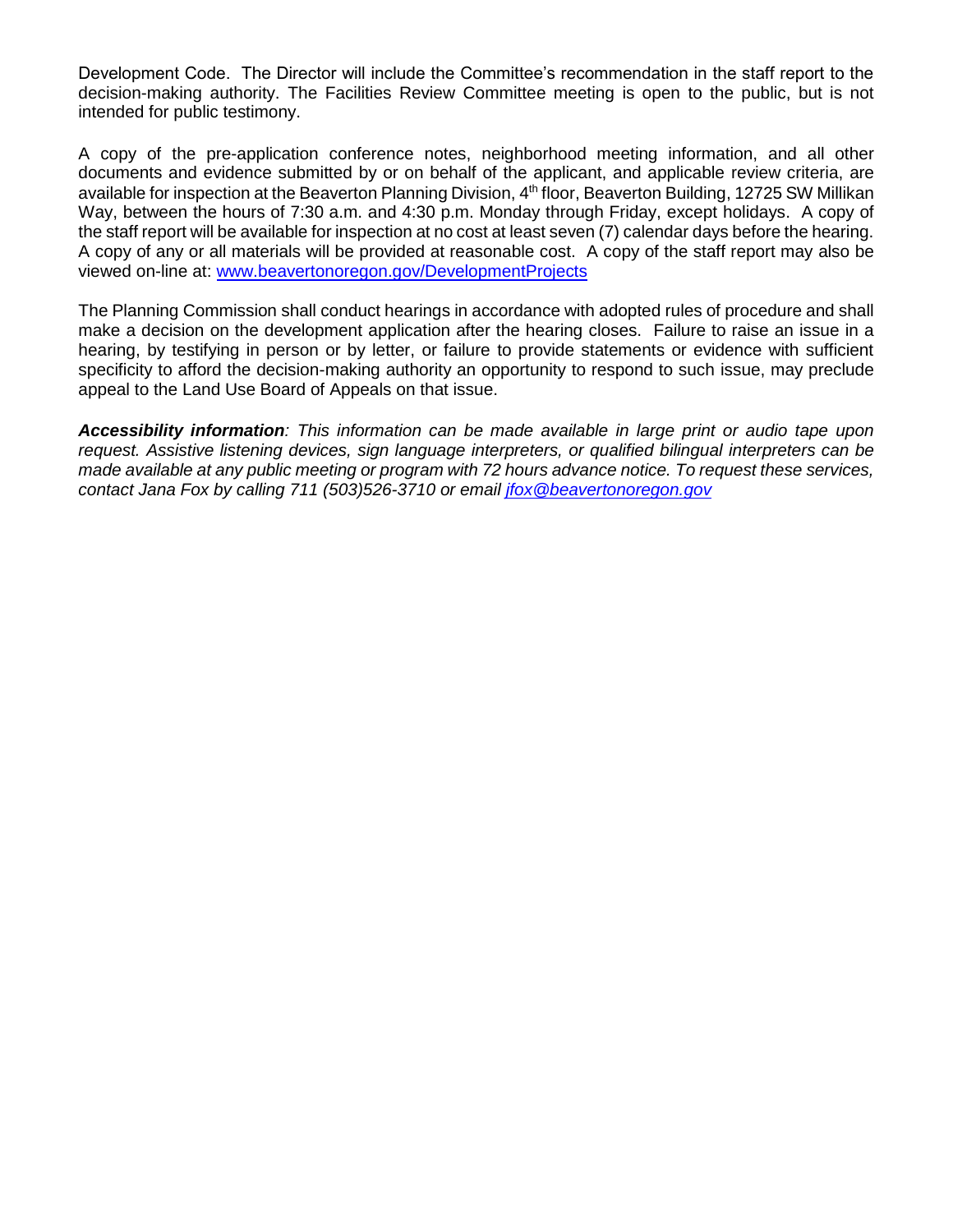Development Code. The Director will include the Committee's recommendation in the staff report to the decision-making authority. The Facilities Review Committee meeting is open to the public, but is not intended for public testimony.

A copy of the pre-application conference notes, neighborhood meeting information, and all other documents and evidence submitted by or on behalf of the applicant, and applicable review criteria, are available for inspection at the Beaverton Planning Division, 4th floor, Beaverton Building, 12725 SW Millikan Way, between the hours of 7:30 a.m. and 4:30 p.m. Monday through Friday, except holidays. A copy of the staff report will be available for inspection at no cost at least seven (7) calendar days before the hearing. A copy of any or all materials will be provided at reasonable cost. A copy of the staff report may also be viewed on-line at: [www.beavertonoregon.gov/DevelopmentProjects](http://www.beavertonoregon.gov/DevelopmentProjects)

The Planning Commission shall conduct hearings in accordance with adopted rules of procedure and shall make a decision on the development application after the hearing closes. Failure to raise an issue in a hearing, by testifying in person or by letter, or failure to provide statements or evidence with sufficient specificity to afford the decision-making authority an opportunity to respond to such issue, may preclude appeal to the Land Use Board of Appeals on that issue.

***Accessibility information****: This information can be made available in large print or audio tape upon request. Assistive listening devices, sign language interpreters, or qualified bilingual interpreters can be made available at any public meeting or program with 72 hours advance notice. To request these services, contact Jana Fox by calling 711 (503)526-3710 or email [jfox@beavertonoregon.gov](mailto:jfox@beavertonoregon.gov)*